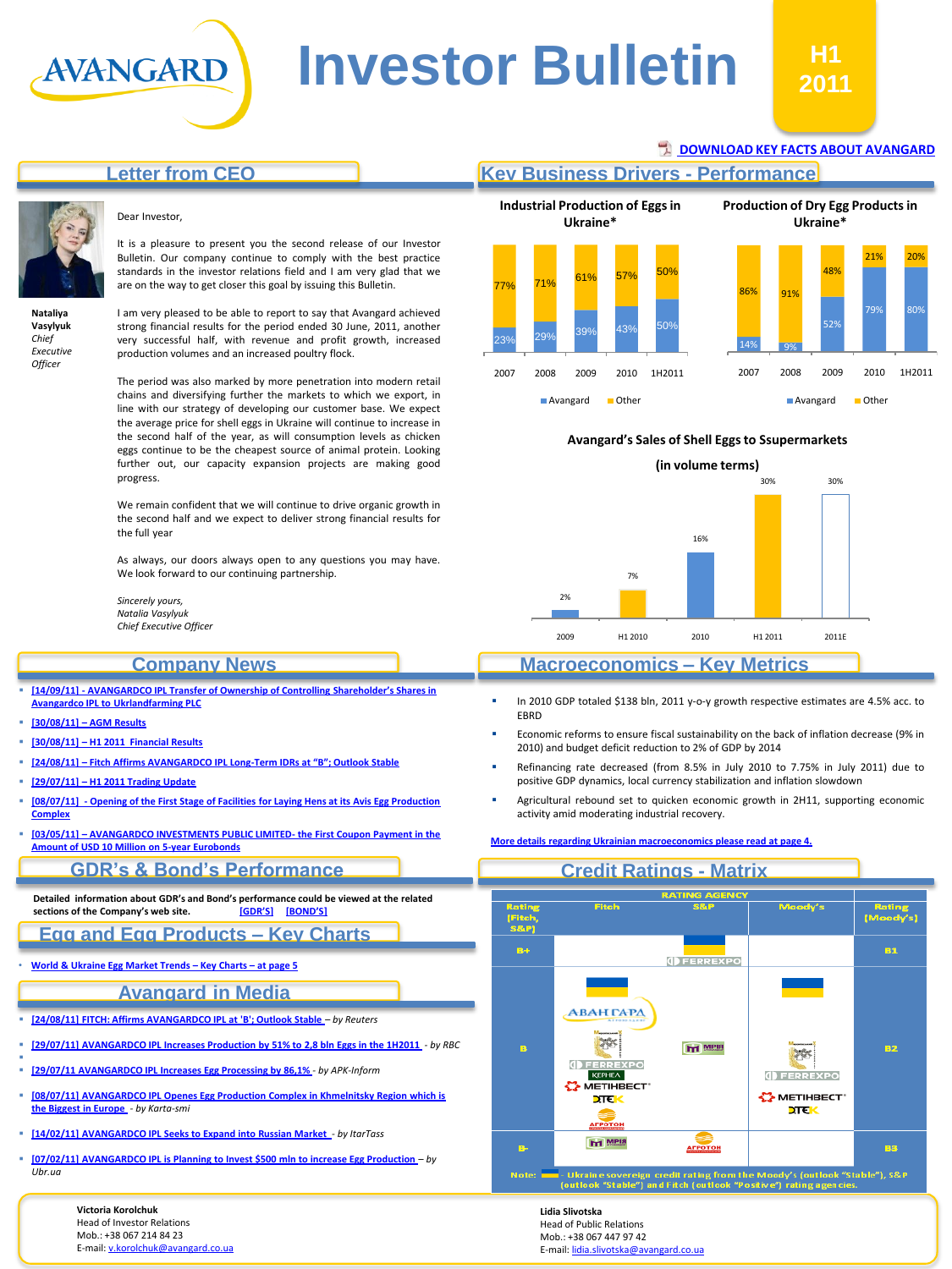# Investor Bulletin

**H1 2011**

DOWNLOAD KEY FACTS ABOUT AVANGARD

## Letter from CEO

**Nataliya Vasylyuk**
*Chief Executive Officer*

Dear Investor,

It is a pleasure to present you the second release of our Investor Bulletin. Our company continue to comply with the best practice standards in the investor relations field and I am very glad that we are on the way to get closer this goal by issuing this Bulletin.

I am very pleased to be able to report to say that Avangard achieved strong financial results for the period ended 30 June, 2011, another very successful half, with revenue and profit growth, increased production volumes and an increased poultry flock.

The period was also marked by more penetration into modern retail chains and diversifying further the markets to which we export, in line with our strategy of developing our customer base. We expect the average price for shell eggs in Ukraine will continue to increase in the second half of the year, as will consumption levels as chicken eggs continue to be the cheapest source of animal protein. Looking further out, our capacity expansion projects are making good progress.

We remain confident that we will continue to drive organic growth in the second half and we expect to deliver strong financial results for the full year

As always, our doors always open to any questions you may have. We look forward to our continuing partnership.

*Sincerely yours,*
*Natalia Vasylyuk*
*Chief Executive Officer*

## Key Business Drivers - Performance

**Industrial Production of Eggs in Ukraine***

| | 2007 | 2008 | 2009 | 2010 | 1H2011 |
|---|---|---|---|---|---|
| Avangard | 23% | 29% | 39% | 43% | 50% |
| Other | 77% | 71% | 61% | 57% | 50% |

**Production of Dry Egg Products in Ukraine***

| | 2007 | 2008 | 2009 | 2010 | 1H2011 |
|---|---|---|---|---|---|
| Avangard | 14% | 9% | 52% | 79% | 80% |
| Other | 86% | 91% | 48% | 21% | 20% |

**Avangard's Sales of Shell Eggs to Ssupermarkets (in volume terms)**

| 2009 | H1 2010 | 2010 | H1 2011 | 2011E |
|---|---|---|---|---|
| 2% | 7% | 16% | 30% | 30% |

## Company News

- [14/09/11] - AVANGARDCO IPL Transfer of Ownership of Controlling Shareholder's Shares in Avangardco IPL to Ukrlandfarming PLC
- [30/08/11] – AGM Results
- [30/08/11] – H1 2011 Financial Results
- [24/08/11] – Fitch Affirms AVANGARDCO IPL Long-Term IDRs at "B"; Outlook Stable
- [29/07/11] – H1 2011 Trading Update
- [08/07/11] - Opening of the First Stage of Facilities for Laying Hens at its Avis Egg Production Complex
- [03/05/11] – AVANGARDCO INVESTMENTS PUBLIC LIMITED- the First Coupon Payment in the Amount of USD 10 Million on 5-year Eurobonds

## Macroeconomics – Key Metrics

- In 2010 GDP totaled $138 bln, 2011 y-o-y growth respective estimates are 4.5% acc. to EBRD
- Economic reforms to ensure fiscal sustainability on the back of inflation decrease (9% in 2010) and budget deficit reduction to 2% of GDP by 2014
- Refinancing rate decreased (from 8.5% in July 2010 to 7.75% in July 2011) due to positive GDP dynamics, local currency stabilization and inflation slowdown
- Agricultural rebound set to quicken economic growth in 2H11, supporting economic activity amid moderating industrial recovery.

More details regarding Ukrainian macroeconomics please read at page 4.

## GDR's & Bond's Performance

**Detailed information about GDR's and Bond's performance could be viewed at the related sections of the Company's web site.** [GDR'S] [BOND'S]

## Credit Ratings - Matrix

| Rating (Fitch, S&P) | Fitch | S&P | Moody's | Rating (Moody's) |
|---|---|---|---|---|
| B+ | | Ukraine, Ferrexpo | | B1 |
| B | Ukraine, Avangard, Myronivsky Hliboproduct, Ferrexpo, Kernel, Metinvest, DTEK, Agroton | MHP | Ukraine, Myronivsky Hliboproduct, Ferrexpo, Metinvest, DTEK | B2 |
| B- | MHP | Agroton | | B3 |

Note: Ukraine sovereign credit rating from the Moody's (outlook "Stable"), S&P (outlook "Stable") and Fitch (outlook "Positive") rating agencies.

## Egg and Egg Products – Key Charts

- World & Ukraine Egg Market Trends – Key Charts – at page 5

## Avangard in Media

- [24/08/11] FITCH: Affirms AVANGARDCO IPL at 'B'; Outlook Stable – *by Reuters*
- [29/07/11] AVANGARDCO IPL Increases Production by 51% to 2,8 bln Eggs in the 1H2011 - *by RBC*
- [29/07/11 AVANGARDCO IPL Increases Egg Processing by 86,1% - *by APK-Inform*
- [08/07/11] AVANGARDCO IPL Openes Egg Production Complex in Khmelnitsky Region which is the Biggest in Europe - *by Karta-smi*
- [14/02/11] AVANGARDCO IPL Seeks to Expand into Russian Market - *by ItarTass*
- [07/02/11] AVANGARDCO IPL is Planning to Invest $500 mln to increase Egg Production – *by Ubr.ua*

**Victoria Korolchuk**
Head of Investor Relations
Mob.: +38 067 214 84 23
E-mail: v.korolchuk@avangard.co.ua

**Lidia Slivotska**
Head of Public Relations
Mob.: +38 067 447 97 42
E-mail: lidia.slivotska@avangard.co.ua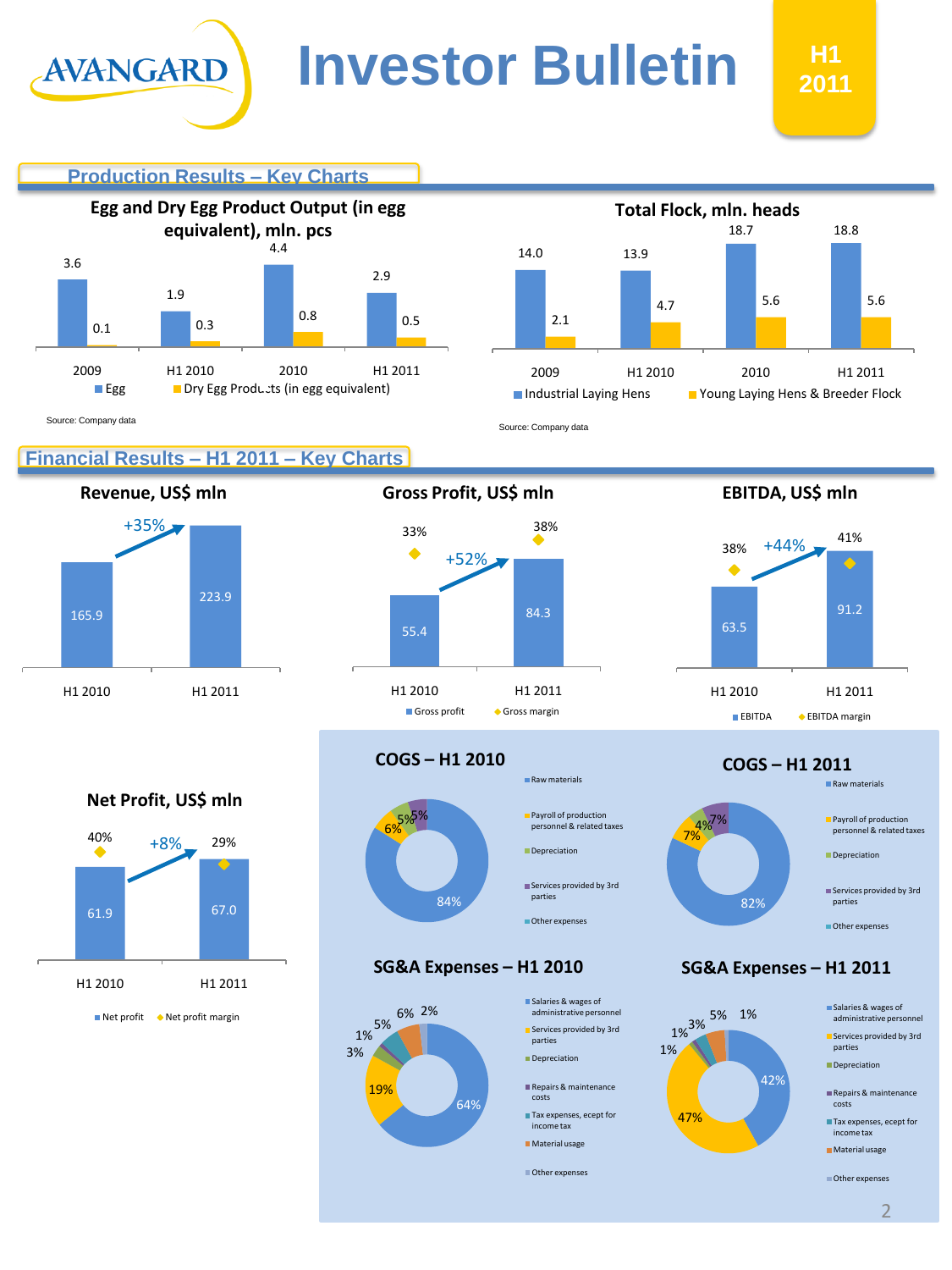# Investor Bulletin

H1 2011

## Production Results – Key Charts

### Egg and Dry Egg Product Output (in egg equivalent), mln. pcs

| | 2009 | H1 2010 | 2010 | H1 2011 |
|---|---|---|---|---|
| Egg | 3.6 | 1.9 | 4.4 | 2.9 |
| Dry Egg Products (in egg equivalent) | 0.1 | 0.3 | 0.8 | 0.5 |

Source: Company data

### Total Flock, mln. heads

| | 2009 | H1 2010 | 2010 | H1 2011 |
|---|---|---|---|---|
| Industrial Laying Hens | 14.0 | 13.9 | 18.7 | 18.8 |
| Young Laying Hens & Breeder Flock | 2.1 | 4.7 | 5.6 | 5.6 |

Source: Company data

## Financial Results – H1 2011 – Key Charts

### Revenue, US$ mln

| | H1 2010 | H1 2011 |
|---|---|---|
| Revenue | 165.9 | 223.9 |

+35%

### Gross Profit, US$ mln

| | H1 2010 | H1 2011 |
|---|---|---|
| Gross profit | 55.4 | 84.3 |
| Gross margin | 33% | 38% |

+52%

### EBITDA, US$ mln

| | H1 2010 | H1 2011 |
|---|---|---|
| EBITDA | 63.5 | 91.2 |
| EBITDA margin | 38% | 41% |

+44%

### Net Profit, US$ mln

| | H1 2010 | H1 2011 |
|---|---|---|
| Net profit | 61.9 | 67.0 |
| Net profit margin | 40% | 29% |

+8%

### COGS – H1 2010

| Item | Share |
|---|---|
| Raw materials | 84% |
| Payroll of production personnel & related taxes | 6% |
| Depreciation | 5% |
| Services provided by 3rd parties | 5% |
| Other expenses | |

### COGS – H1 2011

| Item | Share |
|---|---|
| Raw materials | 82% |
| Payroll of production personnel & related taxes | 7% |
| Depreciation | 4% |
| Services provided by 3rd parties | 7% |
| Other expenses | |

### SG&A Expenses – H1 2010

| Item | Share |
|---|---|
| Salaries & wages of administrative personnel | 64% |
| Services provided by 3rd parties | 19% |
| Depreciation | 3% |
| Repairs & maintenance costs | 1% |
| Tax expenses, ecept for income tax | 5% |
| Material usage | 6% |
| Other expenses | 2% |

### SG&A Expenses – H1 2011

| Item | Share |
|---|---|
| Salaries & wages of administrative personnel | 42% |
| Services provided by 3rd parties | 47% |
| Depreciation | 1% |
| Repairs & maintenance costs | 1% |
| Tax expenses, ecept for income tax | 3% |
| Material usage | 5% |
| Other expenses | 1% |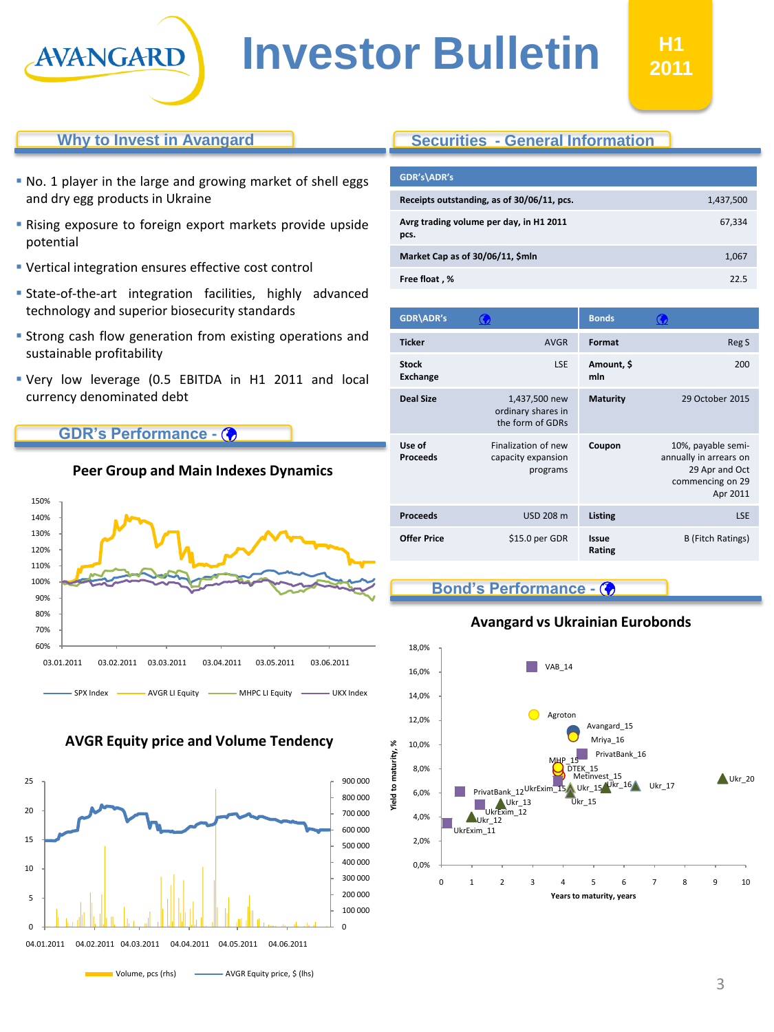# Investor Bulletin

**H1 2011**

## Why to Invest in Avangard

- No. 1 player in the large and growing market of shell eggs and dry egg products in Ukraine
- Rising exposure to foreign export markets provide upside potential
- Vertical integration ensures effective cost control
- State-of-the-art integration facilities, highly advanced technology and superior biosecurity standards
- Strong cash flow generation from existing operations and sustainable profitability
- Very low leverage (0.5 EBITDA in H1 2011 and local currency denominated debt

## GDR's Performance

### Peer Group and Main Indexes Dynamics

SPX Index, AVGR LI Equity, MHPC LI Equity, UKX Index

### AVGR Equity price and Volume Tendency

Volume, pcs (rhs), AVGR Equity price, $ (lhs)

## Securities - General Information

| GDR's\ADR's | |
|---|---|
| Receipts outstanding, as of 30/06/11, pcs. | 1,437,500 |
| Avrg trading volume per day, in H1 2011 pcs. | 67,334 |
| Market Cap as of 30/06/11, $mln | 1,067 |
| Free float , % | 22.5 |

| GDR\ADR's | | Bonds | |
|---|---|---|---|
| Ticker | AVGR | Format | Reg S |
| Stock Exchange | LSE | Amount, $ mln | 200 |
| Deal Size | 1,437,500 new ordinary shares in the form of GDRs | Maturity | 29 October 2015 |
| Use of Proceeds | Finalization of new capacity expansion programs | Coupon | 10%, payable semi-annually in arrears on 29 Apr and Oct commencing on 29 Apr 2011 |
| Proceeds | USD 208 m | Listing | LSE |
| Offer Price | $15.0 per GDR | Issue Rating | B (Fitch Ratings) |

## Bond's Performance

### Avangard vs Ukrainian Eurobonds

Yield to maturity, % vs Years to maturity, years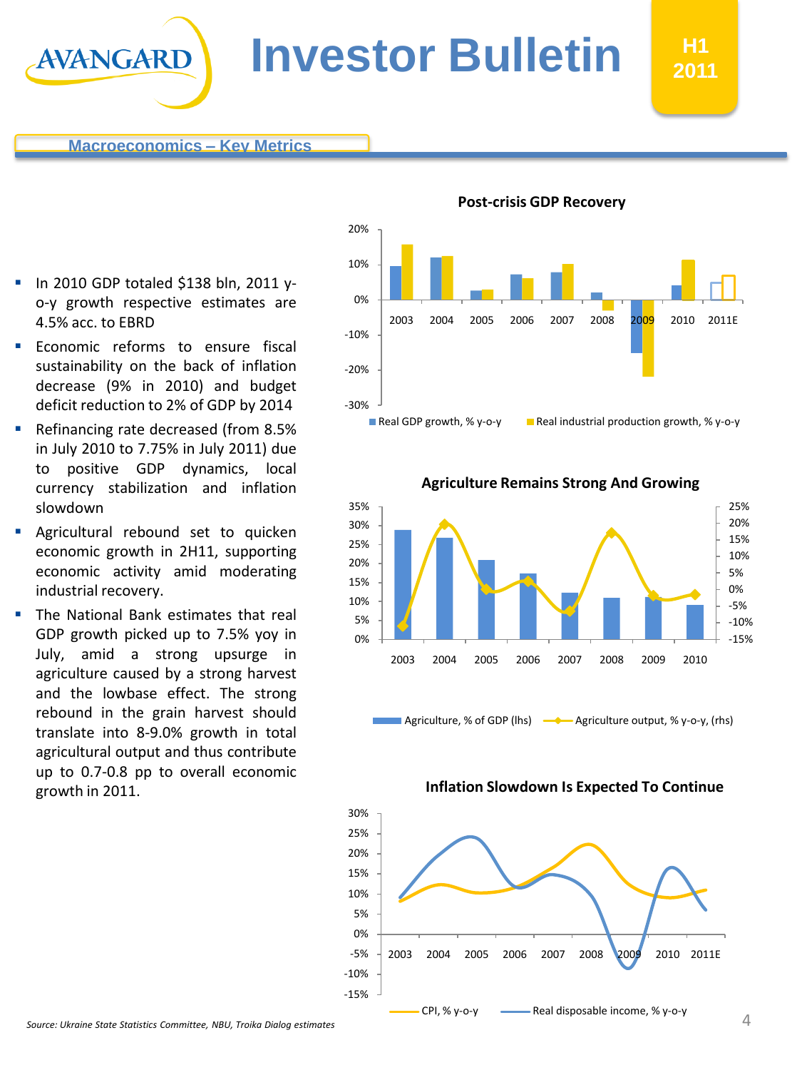## Macroeconomics – Key Metrics

- In 2010 GDP totaled $138 bln, 2011 y-o-y growth respective estimates are 4.5% acc. to EBRD
- Economic reforms to ensure fiscal sustainability on the back of inflation decrease (9% in 2010) and budget deficit reduction to 2% of GDP by 2014
- Refinancing rate decreased (from 8.5% in July 2010 to 7.75% in July 2011) due to positive GDP dynamics, local currency stabilization and inflation slowdown
- Agricultural rebound set to quicken economic growth in 2H11, supporting economic activity amid moderating industrial recovery.
- The National Bank estimates that real GDP growth picked up to 7.5% yoy in July, amid a strong upsurge in agriculture caused by a strong harvest and the lowbase effect. The strong rebound in the grain harvest should translate into 8-9.0% growth in total agricultural output and thus contribute up to 0.7-0.8 pp to overall economic growth in 2011.

**Post-crisis GDP Recovery**

Real GDP growth, % y-o-y; Real industrial production growth, % y-o-y (2003–2011E)

**Agriculture Remains Strong And Growing**

Agriculture, % of GDP (lhs); Agriculture output, % y-o-y, (rhs) (2003–2010)

**Inflation Slowdown Is Expected To Continue**

CPI, % y-o-y; Real disposable income, % y-o-y (2003–2011E)

*Source: Ukraine State Statistics Committee, NBU, Troika Dialog estimates*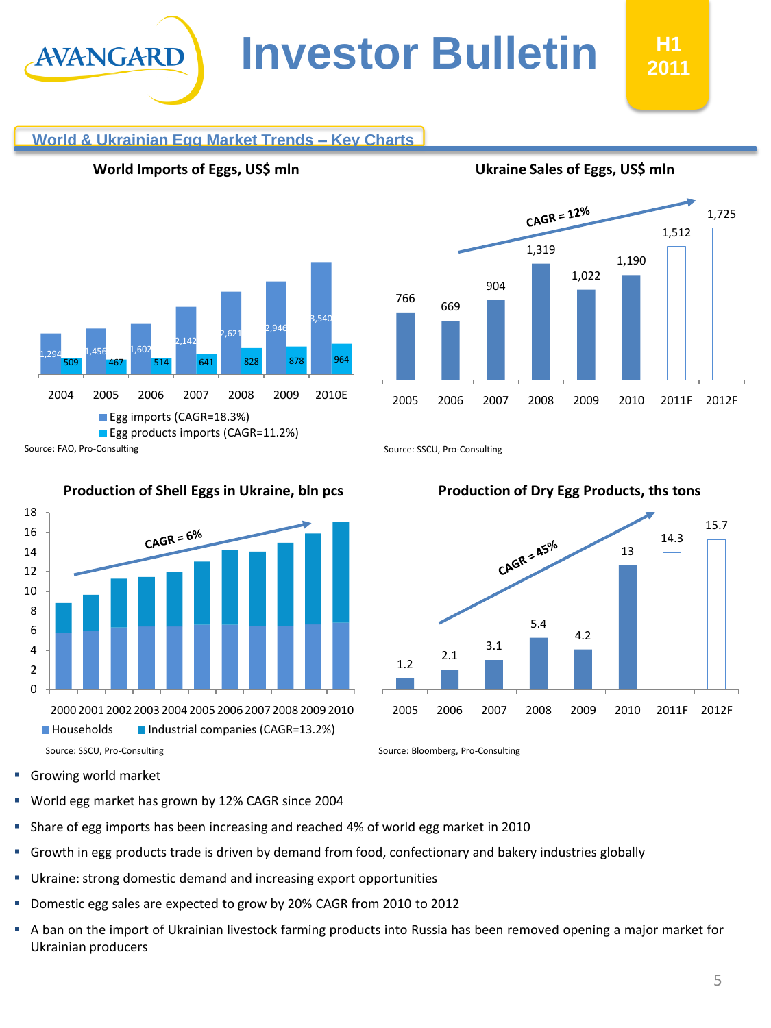# Investor Bulletin

**H1 2011**

## World & Ukrainian Egg Market Trends – Key Charts

### World Imports of Eggs, US$ mln

| Year | Egg imports (CAGR=18.3%) | Egg products imports (CAGR=11.2%) |
|---|---|---|
| 2004 | 1,294 | 509 |
| 2005 | 1,456 | 467 |
| 2006 | 1,602 | 514 |
| 2007 | 2,142 | 641 |
| 2008 | 2,621 | 828 |
| 2009 | 2,946 | 878 |
| 2010E | 3,540 | 964 |

Source: FAO, Pro-Consulting

### Ukraine Sales of Eggs, US$ mln

CAGR = 12%

| 2005 | 2006 | 2007 | 2008 | 2009 | 2010 | 2011F | 2012F |
|---|---|---|---|---|---|---|---|
| 766 | 669 | 904 | 1,319 | 1,022 | 1,190 | 1,512 | 1,725 |

Source: SSCU, Pro-Consulting

### Production of Shell Eggs in Ukraine, bln pcs

CAGR = 6%

Years: 2000, 2001, 2002, 2003, 2004, 2005, 2006, 2007, 2008, 2009, 2010

Households; Industrial companies (CAGR=13.2%)

Source: SSCU, Pro-Consulting

### Production of Dry Egg Products, ths tons

CAGR = 45%

| 2005 | 2006 | 2007 | 2008 | 2009 | 2010 | 2011F | 2012F |
|---|---|---|---|---|---|---|---|
| 1.2 | 2.1 | 3.1 | 5.4 | 4.2 | 13 | 14.3 | 15.7 |

Source: Bloomberg, Pro-Consulting

- Growing world market
- World egg market has grown by 12% CAGR since 2004
- Share of egg imports has been increasing and reached 4% of world egg market in 2010
- Growth in egg products trade is driven by demand from food, confectionary and bakery industries globally
- Ukraine: strong domestic demand and increasing export opportunities
- Domestic egg sales are expected to grow by 20% CAGR from 2010 to 2012
- A ban on the import of Ukrainian livestock farming products into Russia has been removed opening a major market for Ukrainian producers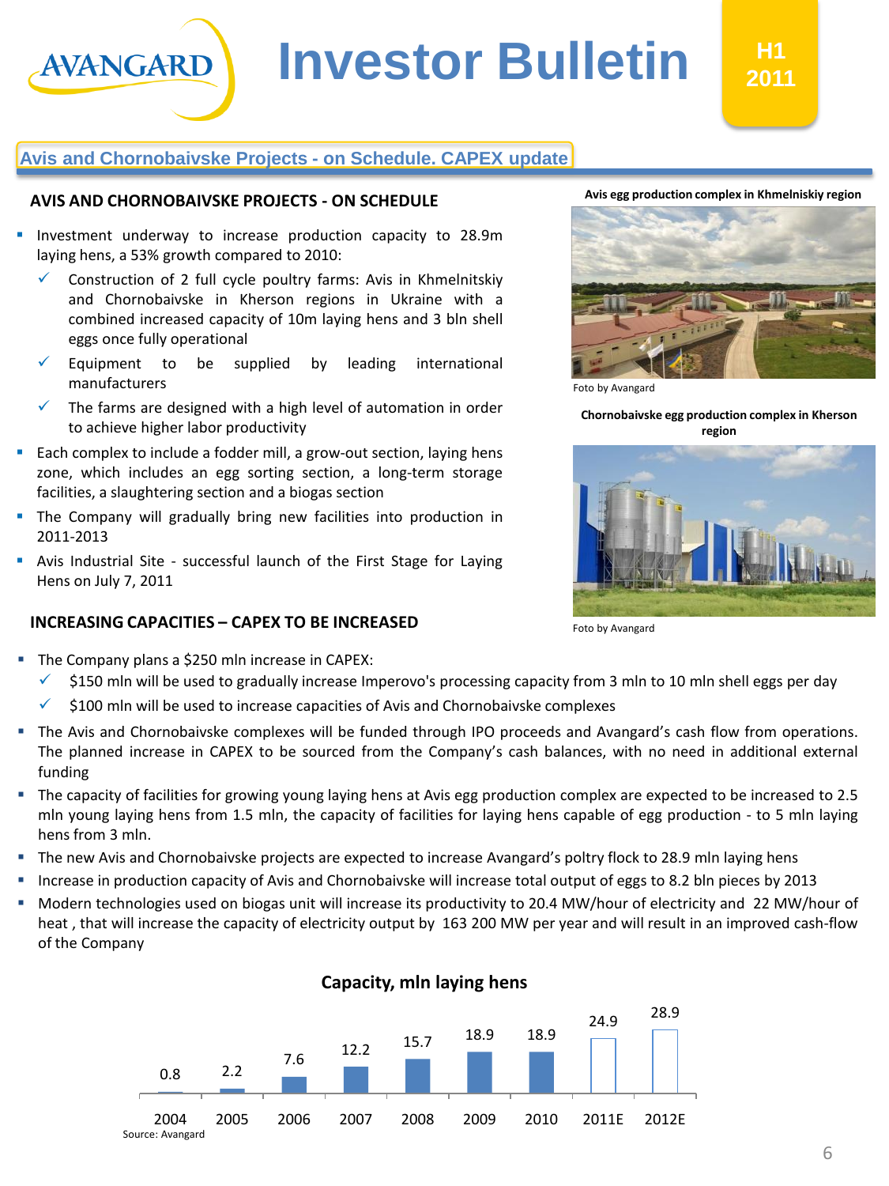# Investor Bulletin

H1 2011

## Avis and Chornobaivske Projects - on Schedule. CAPEX update

### AVIS AND CHORNOBAIVSKE PROJECTS - ON SCHEDULE

- Investment underway to increase production capacity to 28.9m laying hens, a 53% growth compared to 2010:
  - ✓ Construction of 2 full cycle poultry farms: Avis in Khmelnitskiy and Chornobaivske in Kherson regions in Ukraine with a combined increased capacity of 10m laying hens and 3 bln shell eggs once fully operational
  - ✓ Equipment to be supplied by leading international manufacturers
  - ✓ The farms are designed with a high level of automation in order to achieve higher labor productivity
- Each complex to include a fodder mill, a grow-out section, laying hens zone, which includes an egg sorting section, a long-term storage facilities, a slaughtering section and a biogas section
- The Company will gradually bring new facilities into production in 2011-2013
- Avis Industrial Site - successful launch of the First Stage for Laying Hens on July 7, 2011

**Avis egg production complex in Khmelniskiy region**

Foto by Avangard

**Chornobaivske egg production complex in Kherson region**

Foto by Avangard

### INCREASING CAPACITIES – CAPEX TO BE INCREASED

- The Company plans a $250 mln increase in CAPEX:
  - ✓ $150 mln will be used to gradually increase Imperovo's processing capacity from 3 mln to 10 mln shell eggs per day
  - ✓ $100 mln will be used to increase capacities of Avis and Chornobaivske complexes
- The Avis and Chornobaivske complexes will be funded through IPO proceeds and Avangard's cash flow from operations. The planned increase in CAPEX to be sourced from the Company's cash balances, with no need in additional external funding
- The capacity of facilities for growing young laying hens at Avis egg production complex are expected to be increased to 2.5 mln young laying hens from 1.5 mln, the capacity of facilities for laying hens capable of egg production - to 5 mln laying hens from 3 mln.
- The new Avis and Chornobaivske projects are expected to increase Avangard's poltry flock to 28.9 mln laying hens
- Increase in production capacity of Avis and Chornobaivske will increase total output of eggs to 8.2 bln pieces by 2013
- Modern technologies used on biogas unit will increase its productivity to 20.4 MW/hour of electricity and 22 MW/hour of heat , that will increase the capacity of electricity output by 163 200 MW per year and will result in an improved cash-flow of the Company

**Capacity, mln laying hens**

2004: 0.8
2005: 2.2
2006: 7.6
2007: 12.2
2008: 15.7
2009: 18.9
2010: 18.9
2011E: 24.9
2012E: 28.9

Source: Avangard